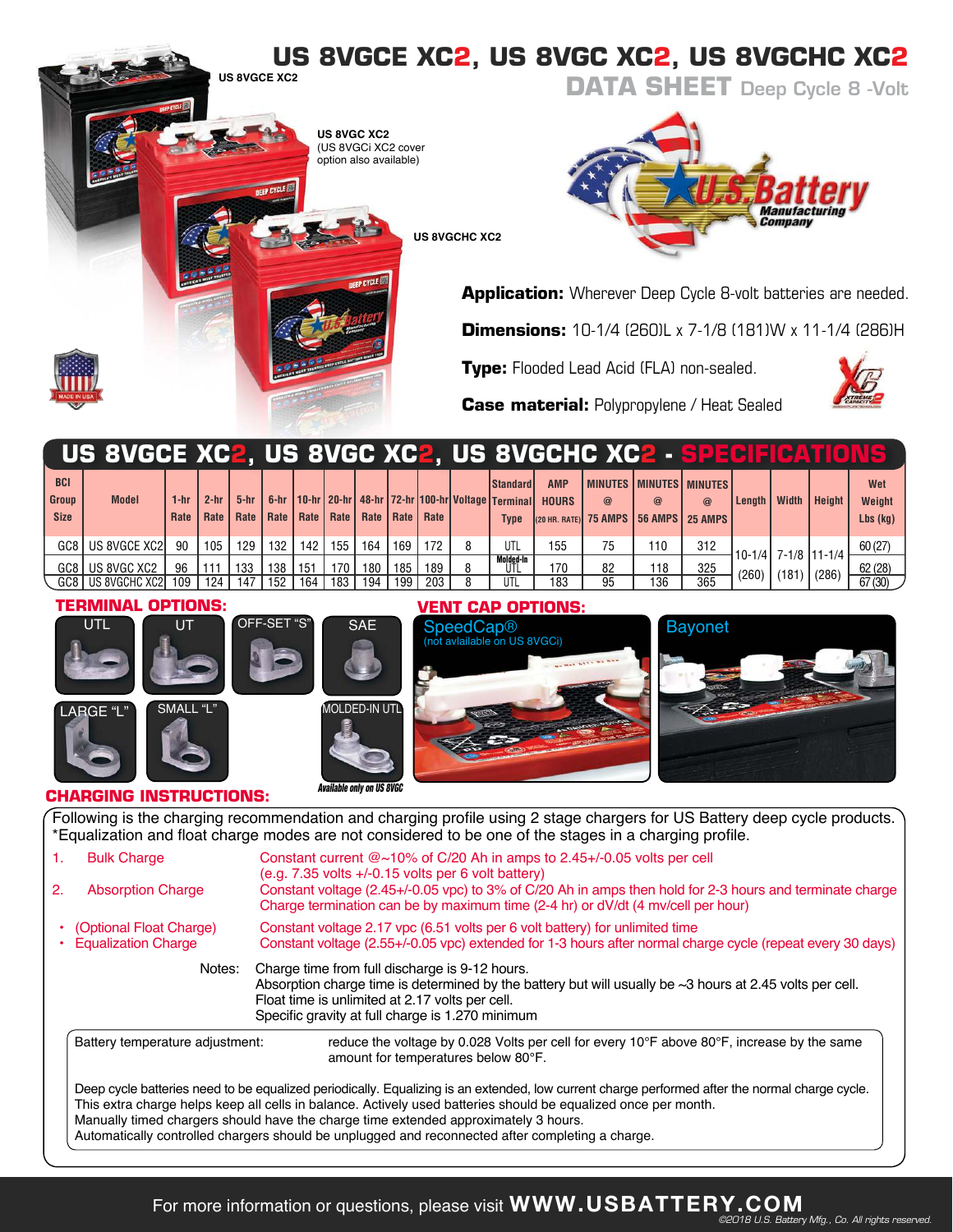# US 8VGCE XC2, US 8VGC XC2, US 8VGCHC XC2

## DATA SHEET Deep Cycle 8 -Volt

US 8VGCE XC2

US 8VGC XC2
(US 8VGCi XC2 cover option also available)

US 8VGCHC XC2

**Application:** Wherever Deep Cycle 8-volt batteries are needed.

**Dimensions:** 10-1/4 (260)L x 7-1/8 (181)W x 11-1/4 (286)H

**Type:** Flooded Lead Acid (FLA) non-sealed.

**Case material:** Polypropylene / Heat Sealed

## US 8VGCE XC2, US 8VGC XC2, US 8VGCHC XC2 - SPECIFICATIONS

| BCI Group Size | Model | 1-hr Rate | 2-hr Rate | 5-hr Rate | 6-hr Rate | 10-hr Rate | 20-hr Rate | 48-hr Rate | 72-hr Rate | 100-hr Rate | Voltage | Standard Terminal Type | AMP HOURS (20 HR. RATE) | MINUTES @ 75 AMPS | MINUTES @ 56 AMPS | MINUTES @ 25 AMPS | Length | Width | Height | Wet Weight Lbs (kg) |
|---|---|---|---|---|---|---|---|---|---|---|---|---|---|---|---|---|---|---|---|---|
| GC8 | US 8VGCE XC2 | 90 | 105 | 129 | 132 | 142 | 155 | 164 | 169 | 172 | 8 | UTL | 155 | 75 | 110 | 312 | 10-1/4 (260) | 7-1/8 (181) | 11-1/4 (286) | 60 (27) |
| GC8 | US 8VGC XC2 | 96 | 111 | 133 | 138 | 151 | 170 | 180 | 185 | 189 | 8 | Molded-In UTL | 170 | 82 | 118 | 325 | | | | 62 (28) |
| GC8 | US 8VGCHC XC2 | 109 | 124 | 147 | 152 | 164 | 183 | 194 | 199 | 203 | 8 | UTL | 183 | 95 | 136 | 365 | | | | 67 (30) |

### TERMINAL OPTIONS:

UTL, UT, OFF-SET "S", SAE, LARGE "L", SMALL "L", MOLDED-IN UTL

*Available only on US 8VGC*

### VENT CAP OPTIONS:

SpeedCap® (not avlailable on US 8VGCi)

Bayonet

### CHARGING INSTRUCTIONS:

Following is the charging recommendation and charging profile using 2 stage chargers for US Battery deep cycle products.
*Equalization and float charge modes are not considered to be one of the stages in a charging profile.

1. Bulk Charge — Constant current @~10% of C/20 Ah in amps to 2.45+/-0.05 volts per cell (e.g. 7.35 volts +/-0.15 volts per 6 volt battery)
2. Absorption Charge — Constant voltage (2.45+/-0.05 vpc) to 3% of C/20 Ah in amps then hold for 2-3 hours and terminate charge. Charge termination can be by maximum time (2-4 hr) or dV/dt (4 mv/cell per hour)

- (Optional Float Charge) — Constant voltage 2.17 vpc (6.51 volts per 6 volt battery) for unlimited time
- Equalization Charge — Constant voltage (2.55+/-0.05 vpc) extended for 1-3 hours after normal charge cycle (repeat every 30 days)

Notes: Charge time from full discharge is 9-12 hours.
Absorption charge time is determined by the battery but will usually be ~3 hours at 2.45 volts per cell.
Float time is unlimited at 2.17 volts per cell.
Specific gravity at full charge is 1.270 minimum

Battery temperature adjustment: reduce the voltage by 0.028 Volts per cell for every 10°F above 80°F, increase by the same amount for temperatures below 80°F.

Deep cycle batteries need to be equalized periodically. Equalizing is an extended, low current charge performed after the normal charge cycle. This extra charge helps keep all cells in balance. Actively used batteries should be equalized once per month.
Manually timed chargers should have the charge time extended approximately 3 hours.
Automatically controlled chargers should be unplugged and reconnected after completing a charge.

For more information or questions, please visit **WWW.USBATTERY.COM**

©2018 U.S. Battery Mfg., Co. All rights reserved.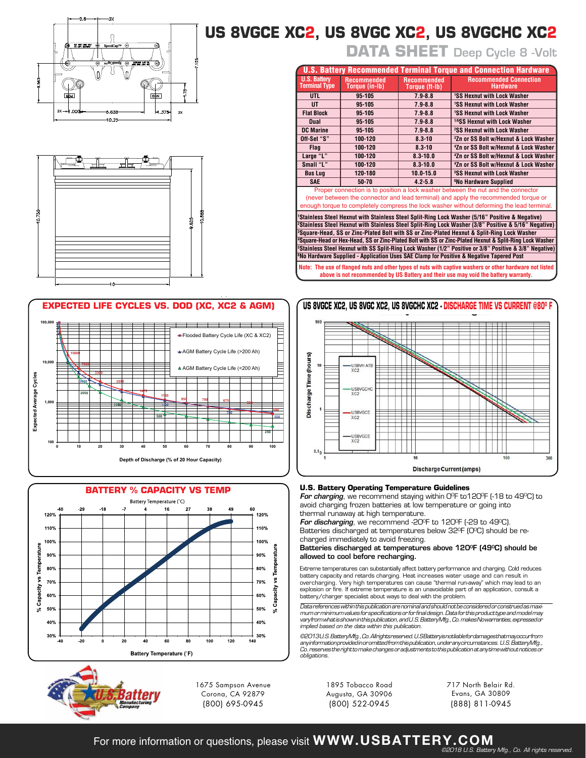# US 8VGCE XC2, US 8VGC XC2, US 8VGCHC XC2

## DATA SHEET Deep Cycle 8 -Volt

2.6 3X

7.125

3.563

1.75

2X 1.000 5.638 1.375 2X

10.25

10.750 9.625 10.688

10

## U.S. Battery Recommended Terminal Torque and Connection Hardware

| U.S. Battery Terminal Type | Recommended Torque (in-lb) | Recommended Torque (ft-lb) | Recommended Connection Hardware |
|---|---|---|---|
| UTL | 95-105 | 7.9-8.8 | [1]SS Hexnut with Lock Washer |
| UT | 95-105 | 7.9-8.8 | [1]SS Hexnut with Lock Washer |
| Flat Block | 95-105 | 7.9-8.8 | [1]SS Hexnut with Lock Washer |
| Dual | 95-105 | 7.9-8.8 | [1/6]SS Hexnut with Lock Washer |
| DC Marine | 95-105 | 7.9-8.8 | [2]SS Hexnut with Lock Washer |
| Off-Set "S" | 100-120 | 8.3-10 | [3]Zn or SS Bolt w/Hexnut & Lock Washer |
| Flag | 100-120 | 8.3-10 | [4]Zn or SS Bolt w/Hexnut & Lock Washer |
| Large "L" | 100-120 | 8.3-10.0 | [4]Zn or SS Bolt w/Hexnut & Lock Washer |
| Small "L" | 100-120 | 8.3-10.0 | [4]Zn or SS Bolt w/Hexnut & Lock Washer |
| Bus Lug | 120-180 | 10.0-15.0 | [5]SS Hexnut with Lock Washer |
| SAE | 50-70 | 4.2-5.8 | [6]No Hardware Supplied |

Proper connection is to position a lock washer between the nut and the connector (never between the connector and lead terminal) and apply the recommended torque or enough torque to completely compress the lock washer without deforming the lead terminal.

[1]Stainless Steel Hexnut with Stainless Steel Split-Ring Lock Washer (5/16" Positive & Negative)
[2]Stainless Steel Hexnut with Stainless Steel Split-Ring Lock Washer (3/8" Positive & 5/16" Negative)
[3]Square-Head, SS or Zinc-Plated Bolt with SS or Zinc-Plated Hexnut & Split-Ring Lock Washer
[4]Square-Head or Hex-Head, SS or Zinc-Plated Bolt with SS or Zinc-Plated Hexnut & Split-Ring Lock Washer
[5]Stainless Steel Hexnut with SS Split-Ring Lock Washer (1/2" Positive or 3/8" Positive & 3/8" Negative)
[6]No Hardware Supplied - Application Uses SAE Clamp for Positive & Negative Tapered Post

Note: The use of flanged nuts and other types of nuts with captive washers or other hardware not listed above is not recommended by US Battery and their use may void the battery warranty.

## EXPECTED LIFE CYCLES VS. DOD (XC, XC2 & AGM)

Flooded Battery Cycle Life (XC & XC2)
AGM Battery Cycle Life (>200 Ah)
AGM Battery Cycle Life (<200 Ah)

Expected Average Cycles: 100,000; 10,000; 1,000; 100

15000, 7000, 3300, 2050, 1475, 1150, 950, 780, 675, 590, 500
5000, 2550, 1150, 1000, 500, 750, 350, 250

Depth of Discharge (% of 20 Hour Capacity): 0, 10, 20, 30, 40, 50, 60, 70, 80, 90, 100

## US 8VGCE XC2, US 8VGC XC2, US 8VGCHC XC2 - DISCHARGE TIME VS CURRENT @80° F

Discharge Time (hours): 100, 10, 1, 0.1

US8VH ATB XC2
US8VGCHC XC2
US8VGCE XC2
US8VGCE XC2

Discharge Current (amps): 1, 10, 100, 300

## BATTERY % CAPACITY VS TEMP

Battery Temperature (°C): -40, -29, -18, -7, 4, 16, 27, 38, 49, 60

% Capacity vs Temperature: 120%, 110%, 100%, 90%, 80%, 70%, 60%, 50%, 40%, 30%

Battery Temperature (°F): -40, -20, 0, 20, 40, 60, 80, 100, 120, 140

### U.S. Battery Operating Temperature Guidelines

***For charging***, we recommend staying within 0°F to 120°F (-18 to 49°C) to avoid charging frozen batteries at low temperature or going into thermal runaway at high temperature.

***For discharging***, we recommend -20°F to 120°F (-29 to 49°C). Batteries discharged at temperatures below 32°F (0°C) should be re-charged immediately to avoid freezing.

**Batteries discharged at temperatures above 120°F (49°C) should be allowed to cool before recharging.**

Extreme temperatures can substantially affect battery performance and charging. Cold reduces battery capacity and retards charging. Heat increases water usage and can result in overcharging. Very high temperatures can cause "thermal run-away" which may lead to an explosion or fire. If extreme temperature is an unavoidable part of an application, consult a battery/charger specialist about ways to deal with the problem.

*Data references within this publication are nominal and should not be considered or construed as maximum or minimum values for specifications or for final design. Data for this product type and model may vary from what is shown in this publication, and U.S. Battery Mfg., Co. makes No warranties, expressed or implied based on the data within this publication.*

*©2013 U.S. Battery Mfg., Co. All rights reserved. U.S Battery is not liable for damages that may occur from any information provided in or omitted from this publication, under any circumstances. U.S. Battery Mfg., Co. reserves the right to make changes or adjustments to this publication at any time without notices or obligations.*

U.S. Battery Manufacturing Company

1675 Sampson Avenue
Corona, CA 92879
(800) 695-0945

1895 Tobacco Road
Augusta, GA 30906
(800) 522-0945

717 North Belair Rd.
Evans, GA 30809
(888) 811-0945

For more information or questions, please visit **WWW.USBATTERY.COM**

*©2018 U.S. Battery Mfg., Co. All rights reserved.*